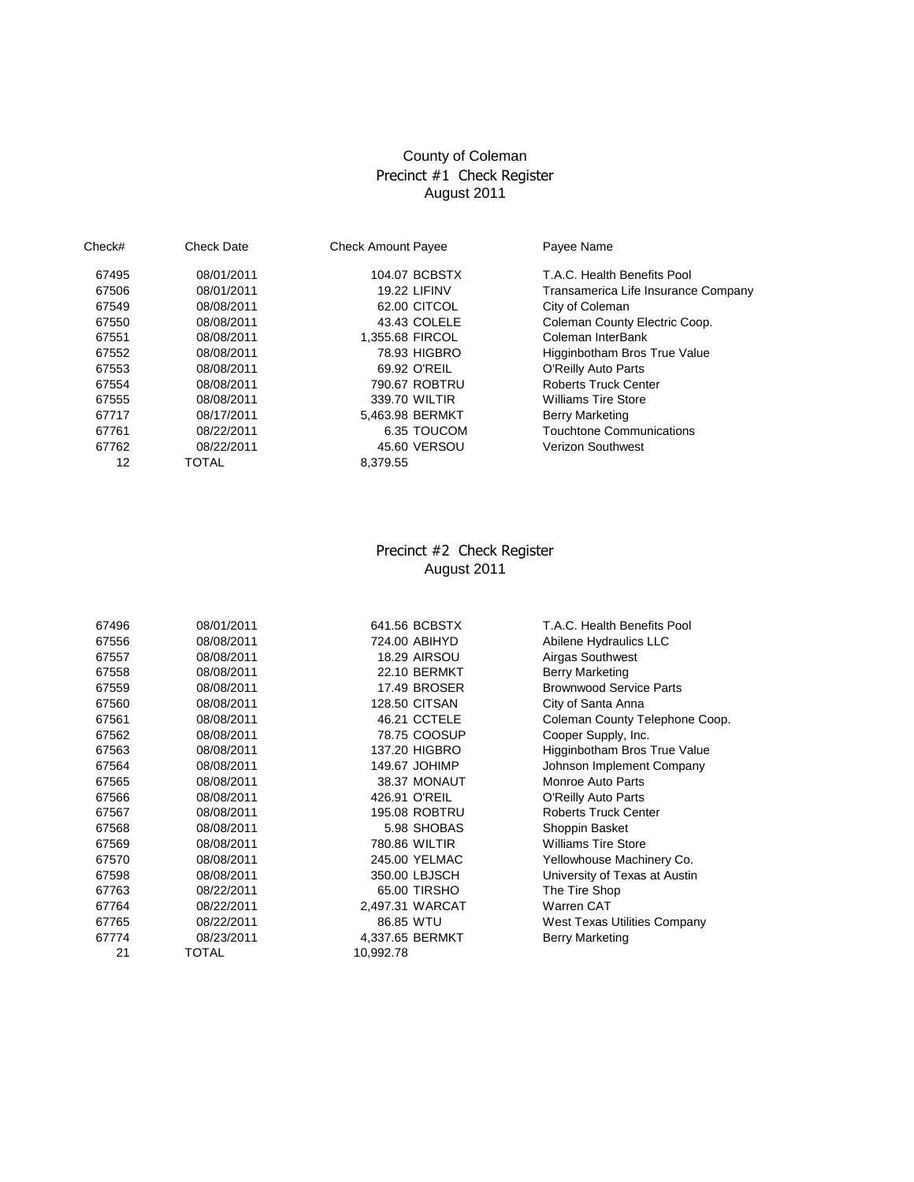# County of Coleman

## Precinct #1 Check Register

### August 2011

| Check# | Check Date | Check Amount | Payee | Payee Name |
|---|---|---|---|---|
| 67495 | 08/01/2011 | 104.07 | BCBSTX | T.A.C. Health Benefits Pool |
| 67506 | 08/01/2011 | 19.22 | LIFINV | Transamerica Life Insurance Company |
| 67549 | 08/08/2011 | 62.00 | CITCOL | City of Coleman |
| 67550 | 08/08/2011 | 43.43 | COLELE | Coleman County Electric Coop. |
| 67551 | 08/08/2011 | 1,355.68 | FIRCOL | Coleman InterBank |
| 67552 | 08/08/2011 | 78.93 | HIGBRO | Higginbotham Bros True Value |
| 67553 | 08/08/2011 | 69.92 | O'REIL | O'Reilly Auto Parts |
| 67554 | 08/08/2011 | 790.67 | ROBTRU | Roberts Truck Center |
| 67555 | 08/08/2011 | 339.70 | WILTIR | Williams Tire Store |
| 67717 | 08/17/2011 | 5,463.98 | BERMKT | Berry Marketing |
| 67761 | 08/22/2011 | 6.35 | TOUCOM | Touchtone Communications |
| 67762 | 08/22/2011 | 45.60 | VERSOU | Verizon Southwest |
| 12 | TOTAL | 8,379.55 | | |

## Precinct #2 Check Register

### August 2011

| Check# | Check Date | Check Amount | Payee | Payee Name |
|---|---|---|---|---|
| 67496 | 08/01/2011 | 641.56 | BCBSTX | T.A.C. Health Benefits Pool |
| 67556 | 08/08/2011 | 724.00 | ABIHYD | Abilene Hydraulics LLC |
| 67557 | 08/08/2011 | 18.29 | AIRSOU | Airgas Southwest |
| 67558 | 08/08/2011 | 22.10 | BERMKT | Berry Marketing |
| 67559 | 08/08/2011 | 17.49 | BROSER | Brownwood Service Parts |
| 67560 | 08/08/2011 | 128.50 | CITSAN | City of Santa Anna |
| 67561 | 08/08/2011 | 46.21 | CCTELE | Coleman County Telephone Coop. |
| 67562 | 08/08/2011 | 78.75 | COOSUP | Cooper Supply, Inc. |
| 67563 | 08/08/2011 | 137.20 | HIGBRO | Higginbotham Bros True Value |
| 67564 | 08/08/2011 | 149.67 | JOHIMP | Johnson Implement Company |
| 67565 | 08/08/2011 | 38.37 | MONAUT | Monroe Auto Parts |
| 67566 | 08/08/2011 | 426.91 | O'REIL | O'Reilly Auto Parts |
| 67567 | 08/08/2011 | 195.08 | ROBTRU | Roberts Truck Center |
| 67568 | 08/08/2011 | 5.98 | SHOBAS | Shoppin Basket |
| 67569 | 08/08/2011 | 780.86 | WILTIR | Williams Tire Store |
| 67570 | 08/08/2011 | 245.00 | YELMAC | Yellowhouse Machinery Co. |
| 67598 | 08/08/2011 | 350.00 | LBJSCH | University of Texas at Austin |
| 67763 | 08/22/2011 | 65.00 | TIRSHO | The Tire Shop |
| 67764 | 08/22/2011 | 2,497.31 | WARCAT | Warren CAT |
| 67765 | 08/22/2011 | 86.85 | WTU | West Texas Utilities Company |
| 67774 | 08/23/2011 | 4,337.65 | BERMKT | Berry Marketing |
| 21 | TOTAL | 10,992.78 | | |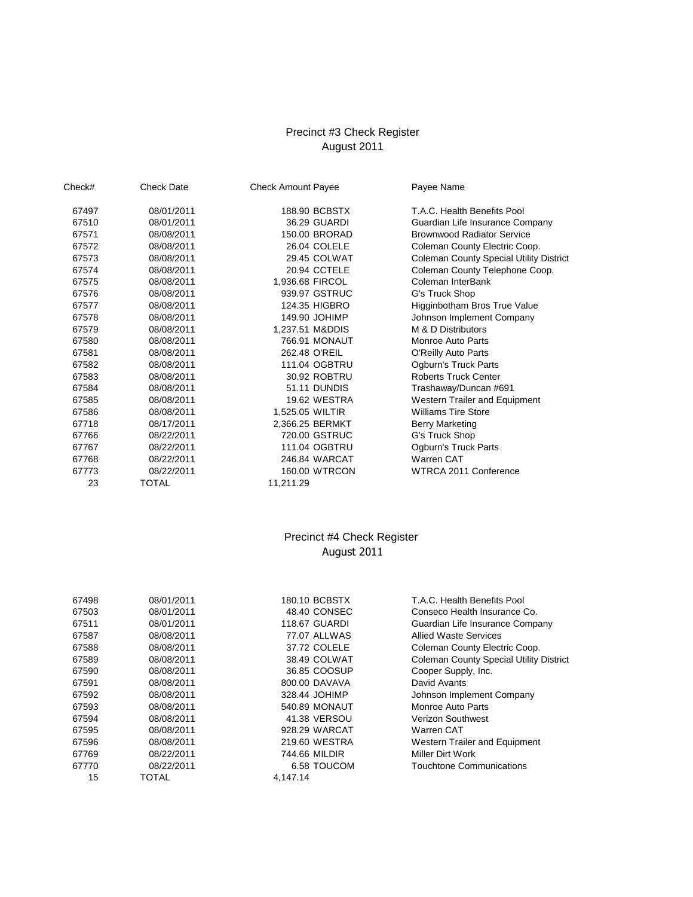# Precinct #3 Check Register
## August 2011

| Check# | Check Date | Check Amount | Payee | Payee Name |
|---|---|---|---|---|
| 67497 | 08/01/2011 | 188.90 | BCBSTX | T.A.C. Health Benefits Pool |
| 67510 | 08/01/2011 | 36.29 | GUARDI | Guardian Life Insurance Company |
| 67571 | 08/08/2011 | 150.00 | BRORAD | Brownwood Radiator Service |
| 67572 | 08/08/2011 | 26.04 | COLELE | Coleman County Electric Coop. |
| 67573 | 08/08/2011 | 29.45 | COLWAT | Coleman County Special Utility District |
| 67574 | 08/08/2011 | 20.94 | CCTELE | Coleman County Telephone Coop. |
| 67575 | 08/08/2011 | 1,936.68 | FIRCOL | Coleman InterBank |
| 67576 | 08/08/2011 | 939.97 | GSTRUC | G's Truck Shop |
| 67577 | 08/08/2011 | 124.35 | HIGBRO | Higginbotham Bros True Value |
| 67578 | 08/08/2011 | 149.90 | JOHIMP | Johnson Implement Company |
| 67579 | 08/08/2011 | 1,237.51 | M&DDIS | M & D Distributors |
| 67580 | 08/08/2011 | 766.91 | MONAUT | Monroe Auto Parts |
| 67581 | 08/08/2011 | 262.48 | O'REIL | O'Reilly Auto Parts |
| 67582 | 08/08/2011 | 111.04 | OGBTRU | Ogburn's Truck Parts |
| 67583 | 08/08/2011 | 30.92 | ROBTRU | Roberts Truck Center |
| 67584 | 08/08/2011 | 51.11 | DUNDIS | Trashaway/Duncan #691 |
| 67585 | 08/08/2011 | 19.62 | WESTRA | Western Trailer and Equipment |
| 67586 | 08/08/2011 | 1,525.05 | WILTIR | Williams Tire Store |
| 67718 | 08/17/2011 | 2,366.25 | BERMKT | Berry Marketing |
| 67766 | 08/22/2011 | 720.00 | GSTRUC | G's Truck Shop |
| 67767 | 08/22/2011 | 111.04 | OGBTRU | Ogburn's Truck Parts |
| 67768 | 08/22/2011 | 246.84 | WARCAT | Warren CAT |
| 67773 | 08/22/2011 | 160.00 | WTRCON | WTRCA 2011 Conference |
| 23 | TOTAL | 11,211.29 | | |

# Precinct #4 Check Register
## August 2011

| Check# | Check Date | Check Amount | Payee | Payee Name |
|---|---|---|---|---|
| 67498 | 08/01/2011 | 180.10 | BCBSTX | T.A.C. Health Benefits Pool |
| 67503 | 08/01/2011 | 48.40 | CONSEC | Conseco Health Insurance Co. |
| 67511 | 08/01/2011 | 118.67 | GUARDI | Guardian Life Insurance Company |
| 67587 | 08/08/2011 | 77.07 | ALLWAS | Allied Waste Services |
| 67588 | 08/08/2011 | 37.72 | COLELE | Coleman County Electric Coop. |
| 67589 | 08/08/2011 | 38.49 | COLWAT | Coleman County Special Utility District |
| 67590 | 08/08/2011 | 36.85 | COOSUP | Cooper Supply, Inc. |
| 67591 | 08/08/2011 | 800.00 | DAVAVA | David Avants |
| 67592 | 08/08/2011 | 328.44 | JOHIMP | Johnson Implement Company |
| 67593 | 08/08/2011 | 540.89 | MONAUT | Monroe Auto Parts |
| 67594 | 08/08/2011 | 41.38 | VERSOU | Verizon Southwest |
| 67595 | 08/08/2011 | 928.29 | WARCAT | Warren CAT |
| 67596 | 08/08/2011 | 219.60 | WESTRA | Western Trailer and Equipment |
| 67769 | 08/22/2011 | 744.66 | MILDIR | Miller Dirt Work |
| 67770 | 08/22/2011 | 6.58 | TOUCOM | Touchtone Communications |
| 15 | TOTAL | 4,147.14 | | |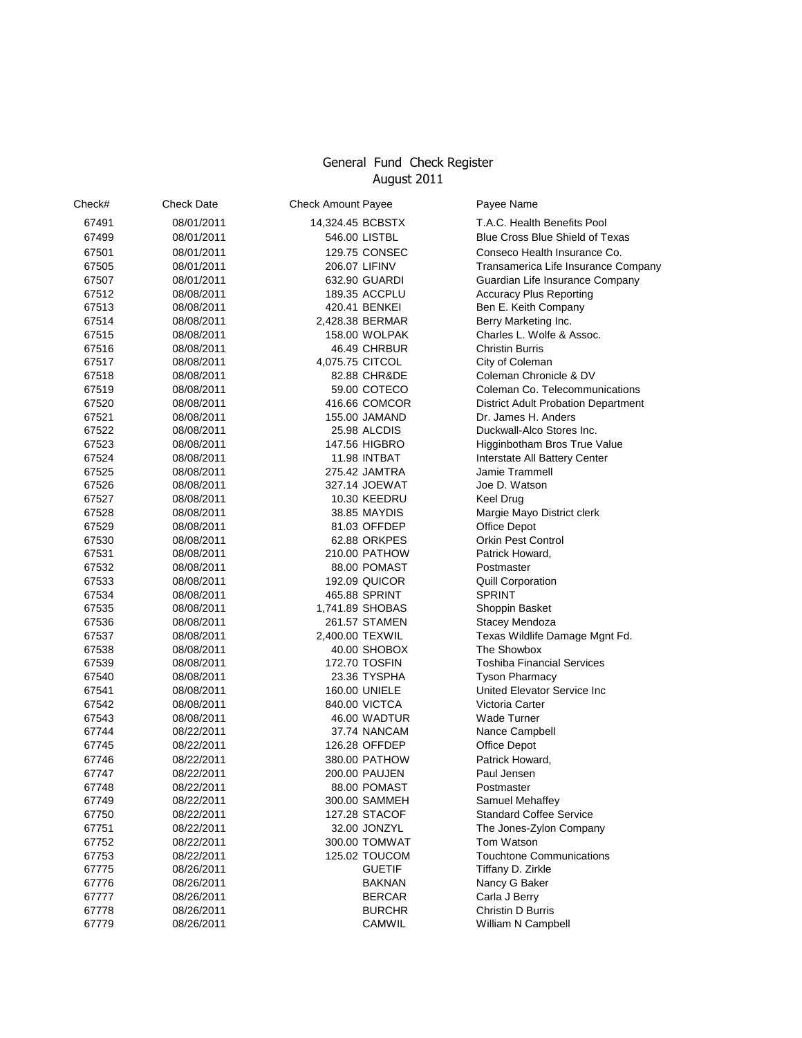# General Fund Check Register
## August 2011

| Check# | Check Date | Check Amount | Payee | Payee Name |
|---|---|---|---|---|
| 67491 | 08/01/2011 | 14,324.45 | BCBSTX | T.A.C. Health Benefits Pool |
| 67499 | 08/01/2011 | 546.00 | LISTBL | Blue Cross Blue Shield of Texas |
| 67501 | 08/01/2011 | 129.75 | CONSEC | Conseco Health Insurance Co. |
| 67505 | 08/01/2011 | 206.07 | LIFINV | Transamerica Life Insurance Company |
| 67507 | 08/01/2011 | 632.90 | GUARDI | Guardian Life Insurance Company |
| 67512 | 08/08/2011 | 189.35 | ACCPLU | Accuracy Plus Reporting |
| 67513 | 08/08/2011 | 420.41 | BENKEI | Ben E. Keith Company |
| 67514 | 08/08/2011 | 2,428.38 | BERMAR | Berry Marketing Inc. |
| 67515 | 08/08/2011 | 158.00 | WOLPAK | Charles L. Wolfe & Assoc. |
| 67516 | 08/08/2011 | 46.49 | CHRBUR | Christin Burris |
| 67517 | 08/08/2011 | 4,075.75 | CITCOL | City of Coleman |
| 67518 | 08/08/2011 | 82.88 | CHR&DE | Coleman Chronicle & DV |
| 67519 | 08/08/2011 | 59.00 | COTECO | Coleman Co. Telecommunications |
| 67520 | 08/08/2011 | 416.66 | COMCOR | District Adult Probation Department |
| 67521 | 08/08/2011 | 155.00 | JAMAND | Dr. James H. Anders |
| 67522 | 08/08/2011 | 25.98 | ALCDIS | Duckwall-Alco Stores Inc. |
| 67523 | 08/08/2011 | 147.56 | HIGBRO | Higginbotham Bros True Value |
| 67524 | 08/08/2011 | 11.98 | INTBAT | Interstate All Battery Center |
| 67525 | 08/08/2011 | 275.42 | JAMTRA | Jamie Trammell |
| 67526 | 08/08/2011 | 327.14 | JOEWAT | Joe D. Watson |
| 67527 | 08/08/2011 | 10.30 | KEEDRU | Keel Drug |
| 67528 | 08/08/2011 | 38.85 | MAYDIS | Margie Mayo District clerk |
| 67529 | 08/08/2011 | 81.03 | OFFDEP | Office Depot |
| 67530 | 08/08/2011 | 62.88 | ORKPES | Orkin Pest Control |
| 67531 | 08/08/2011 | 210.00 | PATHOW | Patrick Howard, |
| 67532 | 08/08/2011 | 88.00 | POMAST | Postmaster |
| 67533 | 08/08/2011 | 192.09 | QUICOR | Quill Corporation |
| 67534 | 08/08/2011 | 465.88 | SPRINT | SPRINT |
| 67535 | 08/08/2011 | 1,741.89 | SHOBAS | Shoppin Basket |
| 67536 | 08/08/2011 | 261.57 | STAMEN | Stacey Mendoza |
| 67537 | 08/08/2011 | 2,400.00 | TEXWIL | Texas Wildlife Damage Mgnt Fd. |
| 67538 | 08/08/2011 | 40.00 | SHOBOX | The Showbox |
| 67539 | 08/08/2011 | 172.70 | TOSFIN | Toshiba Financial Services |
| 67540 | 08/08/2011 | 23.36 | TYSPHA | Tyson Pharmacy |
| 67541 | 08/08/2011 | 160.00 | UNIELE | United Elevator Service Inc |
| 67542 | 08/08/2011 | 840.00 | VICTCA | Victoria Carter |
| 67543 | 08/08/2011 | 46.00 | WADTUR | Wade Turner |
| 67744 | 08/22/2011 | 37.74 | NANCAM | Nance Campbell |
| 67745 | 08/22/2011 | 126.28 | OFFDEP | Office Depot |
| 67746 | 08/22/2011 | 380.00 | PATHOW | Patrick Howard, |
| 67747 | 08/22/2011 | 200.00 | PAUJEN | Paul Jensen |
| 67748 | 08/22/2011 | 88.00 | POMAST | Postmaster |
| 67749 | 08/22/2011 | 300.00 | SAMMEH | Samuel Mehaffey |
| 67750 | 08/22/2011 | 127.28 | STACOF | Standard Coffee Service |
| 67751 | 08/22/2011 | 32.00 | JONZYL | The Jones-Zylon Company |
| 67752 | 08/22/2011 | 300.00 | TOMWAT | Tom Watson |
| 67753 | 08/22/2011 | 125.02 | TOUCOM | Touchtone Communications |
| 67775 | 08/26/2011 | | GUETIF | Tiffany D. Zirkle |
| 67776 | 08/26/2011 | | BAKNAN | Nancy G Baker |
| 67777 | 08/26/2011 | | BERCAR | Carla J Berry |
| 67778 | 08/26/2011 | | BURCHR | Christin D Burris |
| 67779 | 08/26/2011 | | CAMWIL | William N Campbell |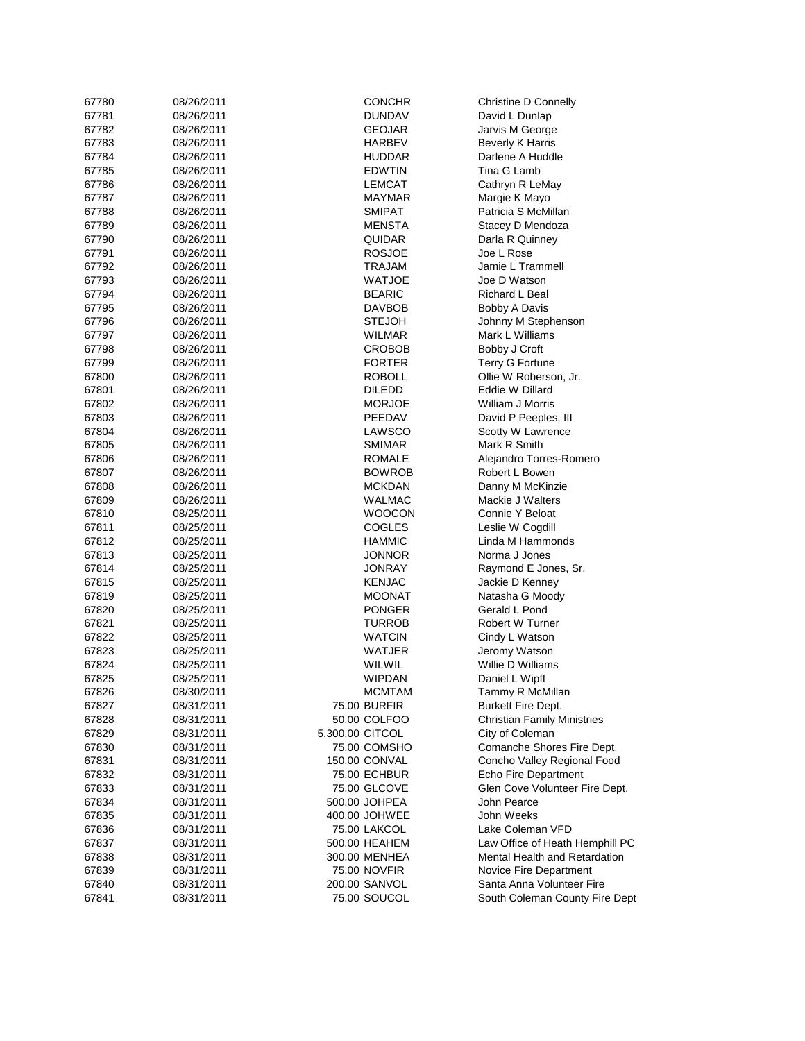| | | | | |
|---|---|---|---|---|
| 67780 | 08/26/2011 | | CONCHR | Christine D Connelly |
| 67781 | 08/26/2011 | | DUNDAV | David L Dunlap |
| 67782 | 08/26/2011 | | GEOJAR | Jarvis M George |
| 67783 | 08/26/2011 | | HARBEV | Beverly K Harris |
| 67784 | 08/26/2011 | | HUDDAR | Darlene A Huddle |
| 67785 | 08/26/2011 | | EDWTIN | Tina G Lamb |
| 67786 | 08/26/2011 | | LEMCAT | Cathryn R LeMay |
| 67787 | 08/26/2011 | | MAYMAR | Margie K Mayo |
| 67788 | 08/26/2011 | | SMIPAT | Patricia S McMillan |
| 67789 | 08/26/2011 | | MENSTA | Stacey D Mendoza |
| 67790 | 08/26/2011 | | QUIDAR | Darla R Quinney |
| 67791 | 08/26/2011 | | ROSJOE | Joe L Rose |
| 67792 | 08/26/2011 | | TRAJAM | Jamie L Trammell |
| 67793 | 08/26/2011 | | WATJOE | Joe D Watson |
| 67794 | 08/26/2011 | | BEARIC | Richard L Beal |
| 67795 | 08/26/2011 | | DAVBOB | Bobby A Davis |
| 67796 | 08/26/2011 | | STEJOH | Johnny M Stephenson |
| 67797 | 08/26/2011 | | WILMAR | Mark L Williams |
| 67798 | 08/26/2011 | | CROBOB | Bobby J Croft |
| 67799 | 08/26/2011 | | FORTER | Terry G Fortune |
| 67800 | 08/26/2011 | | ROBOLL | Ollie W Roberson, Jr. |
| 67801 | 08/26/2011 | | DILEDD | Eddie W Dillard |
| 67802 | 08/26/2011 | | MORJOE | William J Morris |
| 67803 | 08/26/2011 | | PEEDAV | David P Peeples, III |
| 67804 | 08/26/2011 | | LAWSCO | Scotty W Lawrence |
| 67805 | 08/26/2011 | | SMIMAR | Mark R Smith |
| 67806 | 08/26/2011 | | ROMALE | Alejandro Torres-Romero |
| 67807 | 08/26/2011 | | BOWROB | Robert L Bowen |
| 67808 | 08/26/2011 | | MCKDAN | Danny M McKinzie |
| 67809 | 08/26/2011 | | WALMAC | Mackie J Walters |
| 67810 | 08/25/2011 | | WOOCON | Connie Y Beloat |
| 67811 | 08/25/2011 | | COGLES | Leslie W Cogdill |
| 67812 | 08/25/2011 | | HAMMIC | Linda M Hammonds |
| 67813 | 08/25/2011 | | JONNOR | Norma J Jones |
| 67814 | 08/25/2011 | | JONRAY | Raymond E Jones, Sr. |
| 67815 | 08/25/2011 | | KENJAC | Jackie D Kenney |
| 67819 | 08/25/2011 | | MOONAT | Natasha G Moody |
| 67820 | 08/25/2011 | | PONGER | Gerald L Pond |
| 67821 | 08/25/2011 | | TURROB | Robert W Turner |
| 67822 | 08/25/2011 | | WATCIN | Cindy L Watson |
| 67823 | 08/25/2011 | | WATJER | Jeromy Watson |
| 67824 | 08/25/2011 | | WILWIL | Willie D Williams |
| 67825 | 08/25/2011 | | WIPDAN | Daniel L Wipff |
| 67826 | 08/30/2011 | | MCMTAM | Tammy R McMillan |
| 67827 | 08/31/2011 | 75.00 | BURFIR | Burkett Fire Dept. |
| 67828 | 08/31/2011 | 50.00 | COLFOO | Christian Family Ministries |
| 67829 | 08/31/2011 | 5,300.00 | CITCOL | City of Coleman |
| 67830 | 08/31/2011 | 75.00 | COMSHO | Comanche Shores Fire Dept. |
| 67831 | 08/31/2011 | 150.00 | CONVAL | Concho Valley Regional Food |
| 67832 | 08/31/2011 | 75.00 | ECHBUR | Echo Fire Department |
| 67833 | 08/31/2011 | 75.00 | GLCOVE | Glen Cove Volunteer Fire Dept. |
| 67834 | 08/31/2011 | 500.00 | JOHPEA | John Pearce |
| 67835 | 08/31/2011 | 400.00 | JOHWEE | John Weeks |
| 67836 | 08/31/2011 | 75.00 | LAKCOL | Lake Coleman VFD |
| 67837 | 08/31/2011 | 500.00 | HEAHEM | Law Office of Heath Hemphill PC |
| 67838 | 08/31/2011 | 300.00 | MENHEA | Mental Health and Retardation |
| 67839 | 08/31/2011 | 75.00 | NOVFIR | Novice Fire Department |
| 67840 | 08/31/2011 | 200.00 | SANVOL | Santa Anna Volunteer Fire |
| 67841 | 08/31/2011 | 75.00 | SOUCOL | South Coleman County Fire Dept |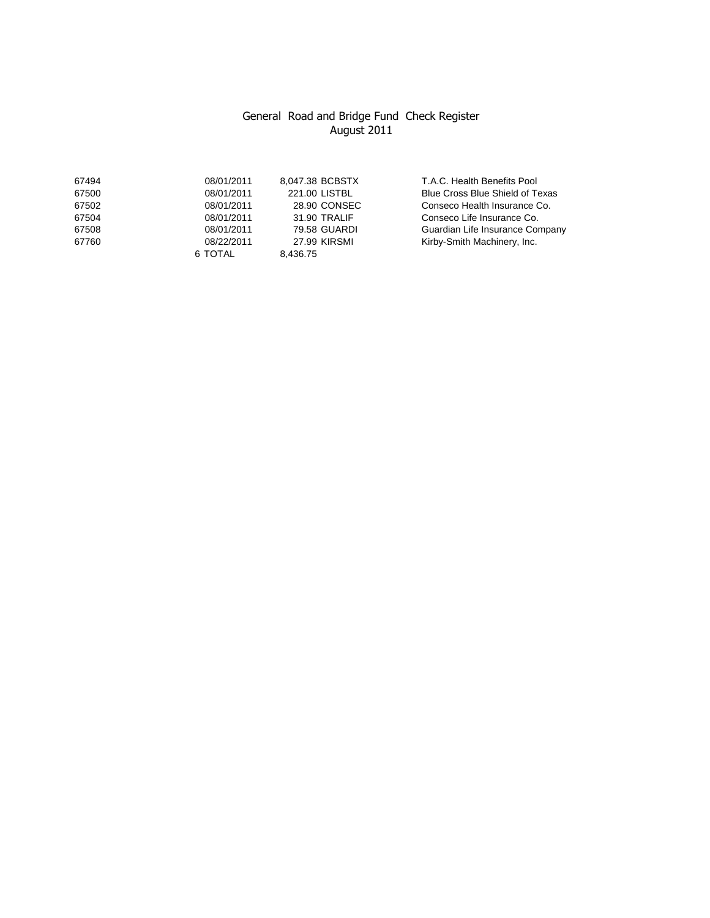# General Road and Bridge Fund Check Register
## August 2011

| | | | | |
|---|---|---|---|---|
| 67494 | 08/01/2011 | 8,047.38 | BCBSTX | T.A.C. Health Benefits Pool |
| 67500 | 08/01/2011 | 221.00 | LISTBL | Blue Cross Blue Shield of Texas |
| 67502 | 08/01/2011 | 28.90 | CONSEC | Conseco Health Insurance Co. |
| 67504 | 08/01/2011 | 31.90 | TRALIF | Conseco Life Insurance Co. |
| 67508 | 08/01/2011 | 79.58 | GUARDI | Guardian Life Insurance Company |
| 67760 | 08/22/2011 | 27.99 | KIRSMI | Kirby-Smith Machinery, Inc. |
| | 6 TOTAL | 8,436.75 | | |